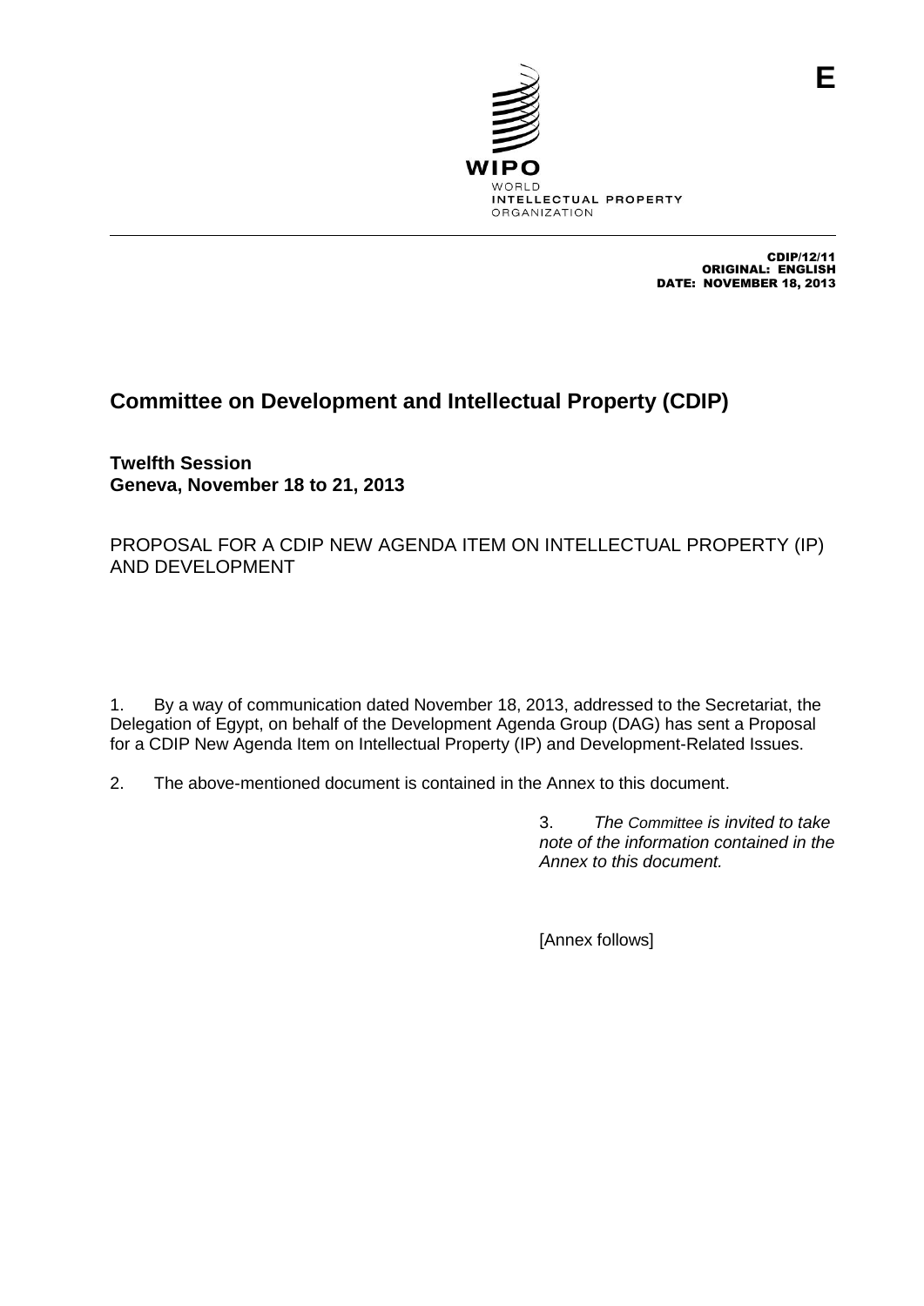E

WIPO
WORLD
INTELLECTUAL PROPERTY
ORGANIZATION

CDIP/12/11
ORIGINAL: ENGLISH
DATE: NOVEMBER 18, 2013

# Committee on Development and Intellectual Property (CDIP)

**Twelfth Session**
**Geneva, November 18 to 21, 2013**

PROPOSAL FOR A CDIP NEW AGENDA ITEM ON INTELLECTUAL PROPERTY (IP) AND DEVELOPMENT

1. By a way of communication dated November 18, 2013, addressed to the Secretariat, the Delegation of Egypt, on behalf of the Development Agenda Group (DAG) has sent a Proposal for a CDIP New Agenda Item on Intellectual Property (IP) and Development-Related Issues.

2. The above-mentioned document is contained in the Annex to this document.

3. *The Committee is invited to take note of the information contained in the Annex to this document.*

[Annex follows]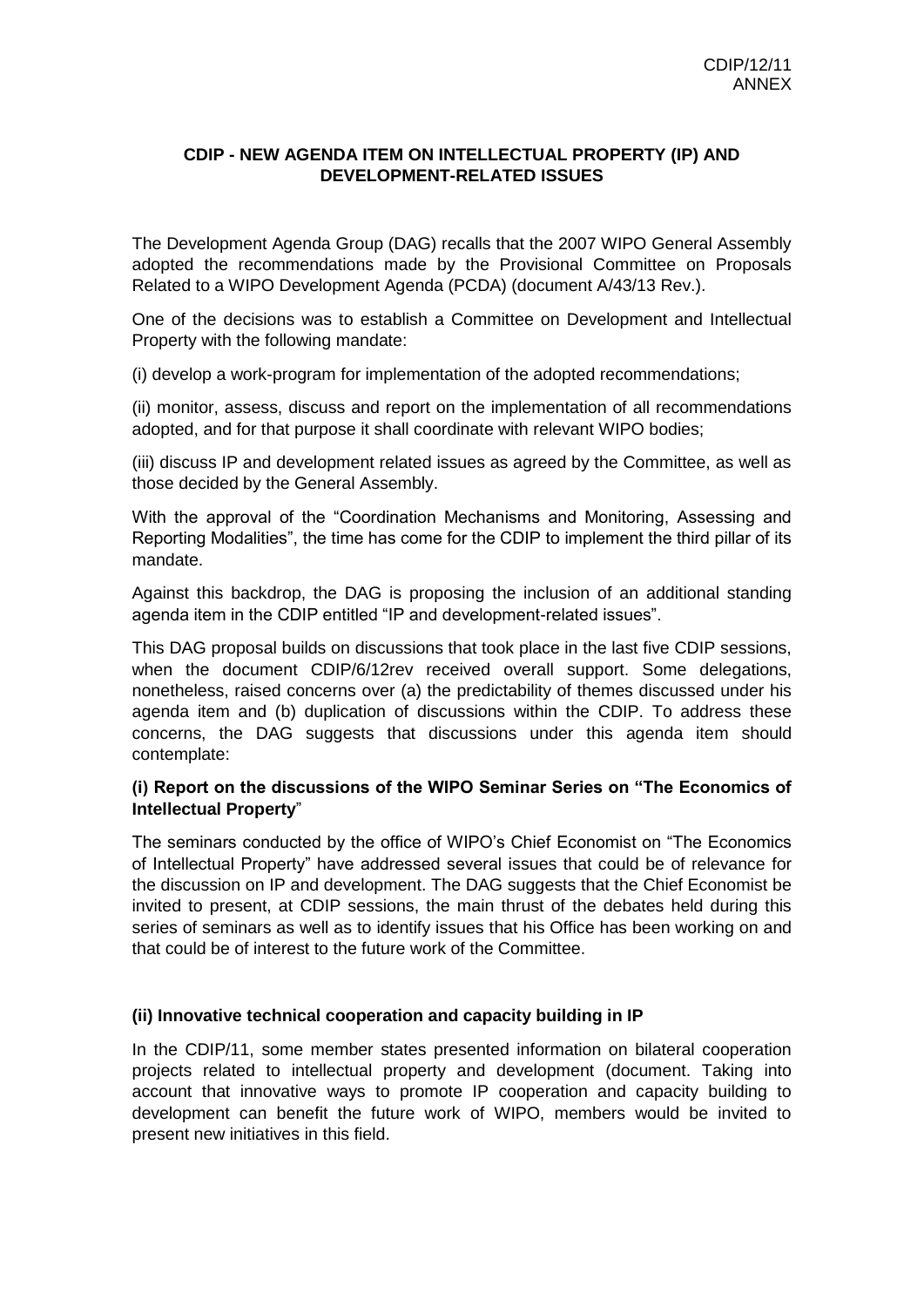**CDIP - NEW AGENDA ITEM ON INTELLECTUAL PROPERTY (IP) AND DEVELOPMENT-RELATED ISSUES**

The Development Agenda Group (DAG) recalls that the 2007 WIPO General Assembly adopted the recommendations made by the Provisional Committee on Proposals Related to a WIPO Development Agenda (PCDA) (document A/43/13 Rev.).

One of the decisions was to establish a Committee on Development and Intellectual Property with the following mandate:

(i) develop a work-program for implementation of the adopted recommendations;

(ii) monitor, assess, discuss and report on the implementation of all recommendations adopted, and for that purpose it shall coordinate with relevant WIPO bodies;

(iii) discuss IP and development related issues as agreed by the Committee, as well as those decided by the General Assembly.

With the approval of the "Coordination Mechanisms and Monitoring, Assessing and Reporting Modalities", the time has come for the CDIP to implement the third pillar of its mandate.

Against this backdrop, the DAG is proposing the inclusion of an additional standing agenda item in the CDIP entitled "IP and development-related issues".

This DAG proposal builds on discussions that took place in the last five CDIP sessions, when the document CDIP/6/12rev received overall support. Some delegations, nonetheless, raised concerns over (a) the predictability of themes discussed under his agenda item and (b) duplication of discussions within the CDIP. To address these concerns, the DAG suggests that discussions under this agenda item should contemplate:

**(i) Report on the discussions of the WIPO Seminar Series on "The Economics of Intellectual Property"**

The seminars conducted by the office of WIPO's Chief Economist on "The Economics of Intellectual Property" have addressed several issues that could be of relevance for the discussion on IP and development. The DAG suggests that the Chief Economist be invited to present, at CDIP sessions, the main thrust of the debates held during this series of seminars as well as to identify issues that his Office has been working on and that could be of interest to the future work of the Committee.

**(ii) Innovative technical cooperation and capacity building in IP**

In the CDIP/11, some member states presented information on bilateral cooperation projects related to intellectual property and development (document. Taking into account that innovative ways to promote IP cooperation and capacity building to development can benefit the future work of WIPO, members would be invited to present new initiatives in this field.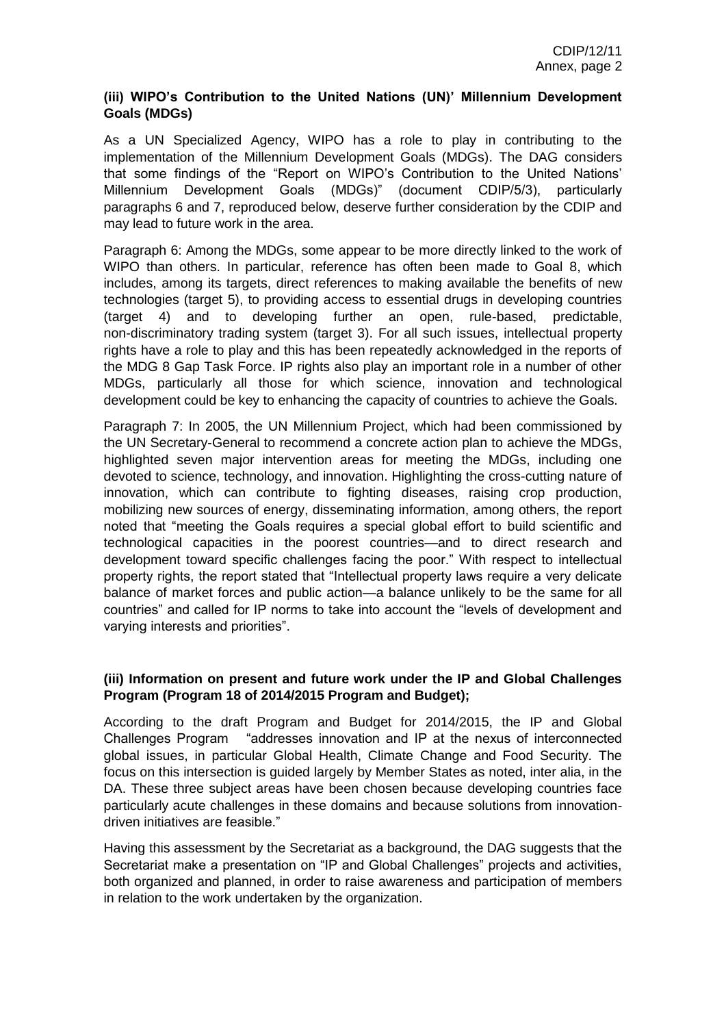#### **(iii) WIPO's Contribution to the United Nations (UN)' Millennium Development Goals (MDGs)**

As a UN Specialized Agency, WIPO has a role to play in contributing to the implementation of the Millennium Development Goals (MDGs). The DAG considers that some findings of the "Report on WIPO's Contribution to the United Nations' Millennium Development Goals (MDGs)" (document CDIP/5/3), particularly paragraphs 6 and 7, reproduced below, deserve further consideration by the CDIP and may lead to future work in the area.

Paragraph 6: Among the MDGs, some appear to be more directly linked to the work of WIPO than others. In particular, reference has often been made to Goal 8, which includes, among its targets, direct references to making available the benefits of new technologies (target 5), to providing access to essential drugs in developing countries (target 4) and to developing further an open, rule-based, predictable, non-discriminatory trading system (target 3). For all such issues, intellectual property rights have a role to play and this has been repeatedly acknowledged in the reports of the MDG 8 Gap Task Force. IP rights also play an important role in a number of other MDGs, particularly all those for which science, innovation and technological development could be key to enhancing the capacity of countries to achieve the Goals.

Paragraph 7: In 2005, the UN Millennium Project, which had been commissioned by the UN Secretary-General to recommend a concrete action plan to achieve the MDGs, highlighted seven major intervention areas for meeting the MDGs, including one devoted to science, technology, and innovation. Highlighting the cross-cutting nature of innovation, which can contribute to fighting diseases, raising crop production, mobilizing new sources of energy, disseminating information, among others, the report noted that "meeting the Goals requires a special global effort to build scientific and technological capacities in the poorest countries—and to direct research and development toward specific challenges facing the poor." With respect to intellectual property rights, the report stated that "Intellectual property laws require a very delicate balance of market forces and public action—a balance unlikely to be the same for all countries" and called for IP norms to take into account the "levels of development and varying interests and priorities".

#### **(iii) Information on present and future work under the IP and Global Challenges Program (Program 18 of 2014/2015 Program and Budget);**

According to the draft Program and Budget for 2014/2015, the IP and Global Challenges Program "addresses innovation and IP at the nexus of interconnected global issues, in particular Global Health, Climate Change and Food Security. The focus on this intersection is guided largely by Member States as noted, inter alia, in the DA. These three subject areas have been chosen because developing countries face particularly acute challenges in these domains and because solutions from innovation-driven initiatives are feasible."

Having this assessment by the Secretariat as a background, the DAG suggests that the Secretariat make a presentation on "IP and Global Challenges" projects and activities, both organized and planned, in order to raise awareness and participation of members in relation to the work undertaken by the organization.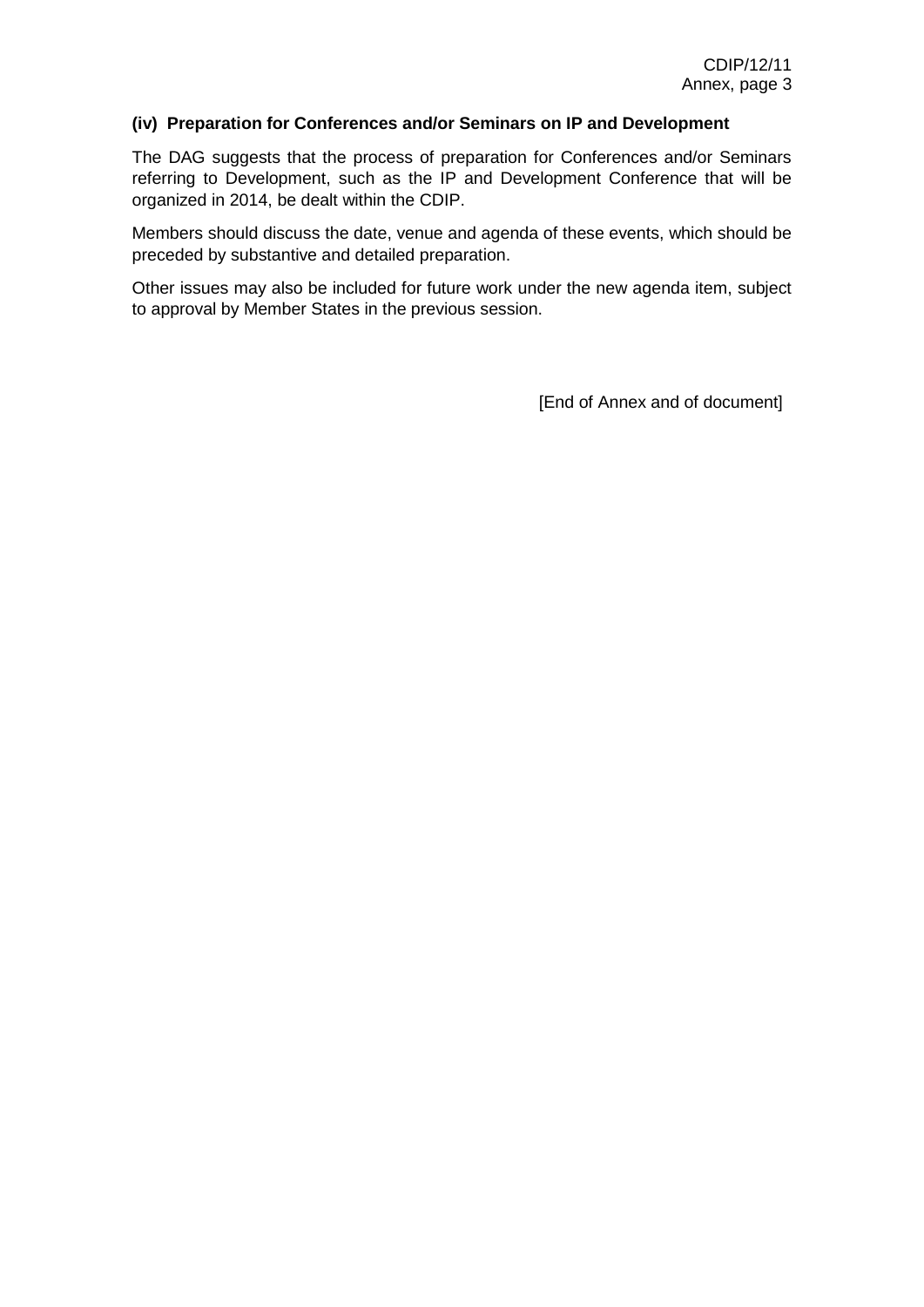**(iv) Preparation for Conferences and/or Seminars on IP and Development**

The DAG suggests that the process of preparation for Conferences and/or Seminars referring to Development, such as the IP and Development Conference that will be organized in 2014, be dealt within the CDIP.

Members should discuss the date, venue and agenda of these events, which should be preceded by substantive and detailed preparation.

Other issues may also be included for future work under the new agenda item, subject to approval by Member States in the previous session.

[End of Annex and of document]